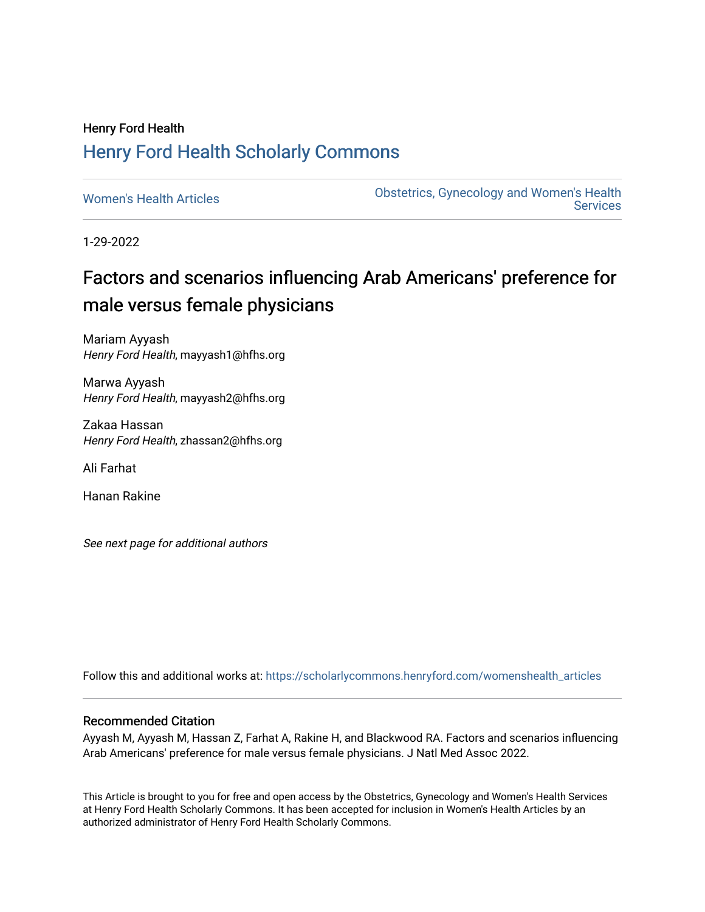Henry Ford Health

# Henry Ford Health Scholarly Commons

Women's Health Articles

Obstetrics, Gynecology and Women's Health Services

1-29-2022

# Factors and scenarios influencing Arab Americans' preference for male versus female physicians

Mariam Ayyash
*Henry Ford Health*, mayyash1@hfhs.org

Marwa Ayyash
*Henry Ford Health*, mayyash2@hfhs.org

Zakaa Hassan
*Henry Ford Health*, zhassan2@hfhs.org

Ali Farhat

Hanan Rakine

*See next page for additional authors*

Follow this and additional works at: https://scholarlycommons.henryford.com/womenshealth_articles

## Recommended Citation

Ayyash M, Ayyash M, Hassan Z, Farhat A, Rakine H, and Blackwood RA. Factors and scenarios influencing Arab Americans' preference for male versus female physicians. J Natl Med Assoc 2022.

This Article is brought to you for free and open access by the Obstetrics, Gynecology and Women's Health Services at Henry Ford Health Scholarly Commons. It has been accepted for inclusion in Women's Health Articles by an authorized administrator of Henry Ford Health Scholarly Commons.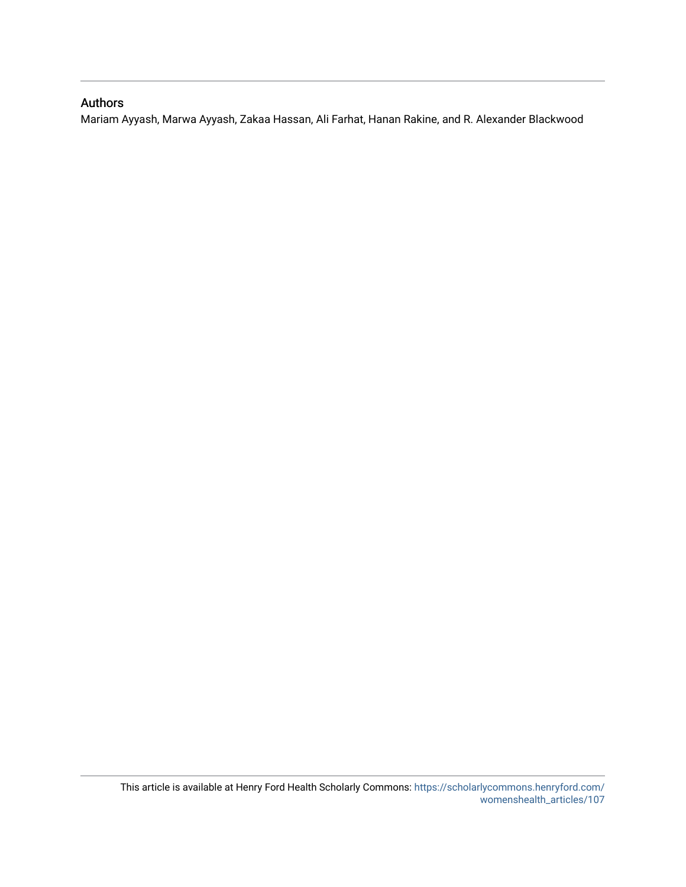## Authors

Mariam Ayyash, Marwa Ayyash, Zakaa Hassan, Ali Farhat, Hanan Rakine, and R. Alexander Blackwood

This article is available at Henry Ford Health Scholarly Commons: https://scholarlycommons.henryford.com/womenshealth_articles/107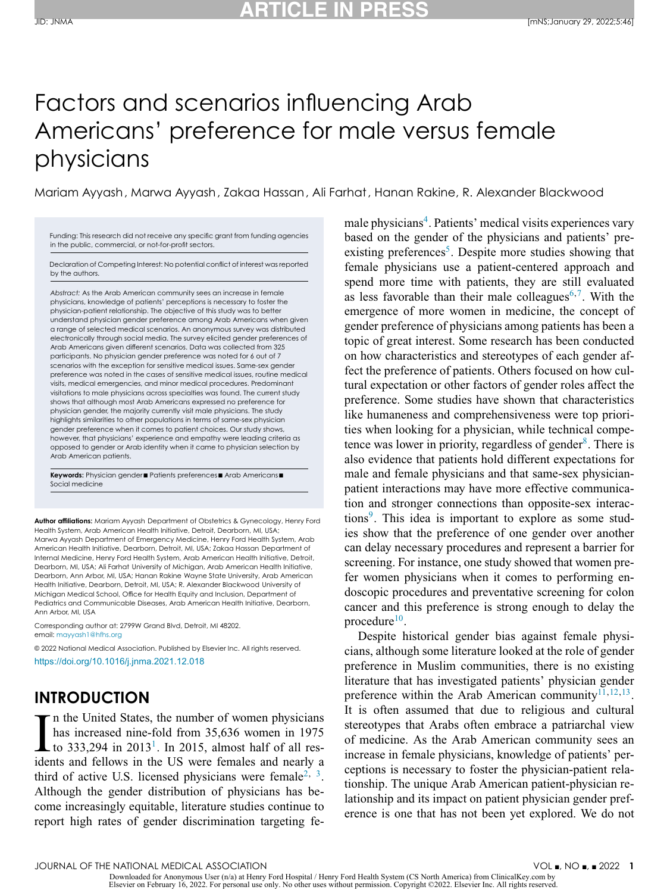# Factors and scenarios influencing Arab Americans' preference for male versus female physicians

Mariam Ayyash, Marwa Ayyash, Zakaa Hassan, Ali Farhat, Hanan Rakine, R. Alexander Blackwood

Funding: This research did not receive any specific grant from funding agencies in the public, commercial, or not-for-profit sectors.

Declaration of Competing Interest: No potential conflict of interest was reported by the authors.

*Abstract:* As the Arab American community sees an increase in female physicians, knowledge of patients' perceptions is necessary to foster the physician-patient relationship. The objective of this study was to better understand physician gender preference among Arab Americans when given a range of selected medical scenarios. An anonymous survey was distributed electronically through social media. The survey elicited gender preferences of Arab Americans given different scenarios. Data was collected from 325 participants. No physician gender preference was noted for 6 out of 7 scenarios with the exception for sensitive medical issues. Same-sex gender preference was noted in the cases of sensitive medical issues, routine medical visits, medical emergencies, and minor medical procedures. Predominant visitations to male physicians across specialties was found. The current study shows that although most Arab Americans expressed no preference for physician gender, the majority currently visit male physicians. The study highlights similarities to other populations in terms of same-sex physician gender preference when it comes to patient choices. Our study shows, however, that physicians' experience and empathy were leading criteria as opposed to gender or Arab identity when it came to physician selection by Arab American patients.

**Keywords:** Physician gender ■ Patients preferences ■ Arab Americans ■ Social medicine

**Author affiliations:** Mariam Ayyash Department of Obstetrics & Gynecology, Henry Ford Health System, Arab American Health Initiative, Detroit, Dearborn, MI, USA; Marwa Ayyash Department of Emergency Medicine, Henry Ford Health System, Arab American Health Initiative, Dearborn, Detroit, MI, USA; Zakaa Hassan Department of Internal Medicine, Henry Ford Health System, Arab American Health Initiative, Detroit, Dearborn, MI, USA; Ali Farhat University of Michigan, Arab American Health Initiative, Dearborn, Ann Arbor, MI, USA; Hanan Rakine Wayne State University, Arab American Health Initiative, Dearborn, Detroit, MI, USA; R. Alexander Blackwood University of Michigan Medical School, Office for Health Equity and Inclusion, Department of Pediatrics and Communicable Diseases, Arab American Health Initiative, Dearborn, Ann Arbor, MI, USA

Corresponding author at: 2799W Grand Blvd, Detroit, MI 48202.
email: mayyash1@hfhs.org

© 2022 National Medical Association. Published by Elsevier Inc. All rights reserved.
https://doi.org/10.1016/j.jnma.2021.12.018

## INTRODUCTION

In the United States, the number of women physicians has increased nine-fold from 35,636 women in 1975 to 333,294 in 2013[1]. In 2015, almost half of all residents and fellows in the US were females and nearly a third of active U.S. licensed physicians were female[2, 3]. Although the gender distribution of physicians has become increasingly equitable, literature studies continue to report high rates of gender discrimination targeting female physicians[4]. Patients' medical visits experiences vary based on the gender of the physicians and patients' pre-existing preferences[5]. Despite more studies showing that female physicians use a patient-centered approach and spend more time with patients, they are still evaluated as less favorable than their male colleagues[6,7]. With the emergence of more women in medicine, the concept of gender preference of physicians among patients has been a topic of great interest. Some research has been conducted on how characteristics and stereotypes of each gender affect the preference of patients. Others focused on how cultural expectation or other factors of gender roles affect the preference. Some studies have shown that characteristics like humaneness and comprehensiveness were top priorities when looking for a physician, while technical competence was lower in priority, regardless of gender[8]. There is also evidence that patients hold different expectations for male and female physicians and that same-sex physician-patient interactions may have more effective communication and stronger connections than opposite-sex interactions[9]. This idea is important to explore as some studies show that the preference of one gender over another can delay necessary procedures and represent a barrier for screening. For instance, one study showed that women prefer women physicians when it comes to performing endoscopic procedures and preventative screening for colon cancer and this preference is strong enough to delay the procedure[10].

Despite historical gender bias against female physicians, although some literature looked at the role of gender preference in Muslim communities, there is no existing literature that has investigated patients' physician gender preference within the Arab American community[11,12,13]. It is often assumed that due to religious and cultural stereotypes that Arabs often embrace a patriarchal view of medicine. As the Arab American community sees an increase in female physicians, knowledge of patients' perceptions is necessary to foster the physician-patient relationship. The unique Arab American patient-physician relationship and its impact on patient physician gender preference is one that has not been yet explored. We do not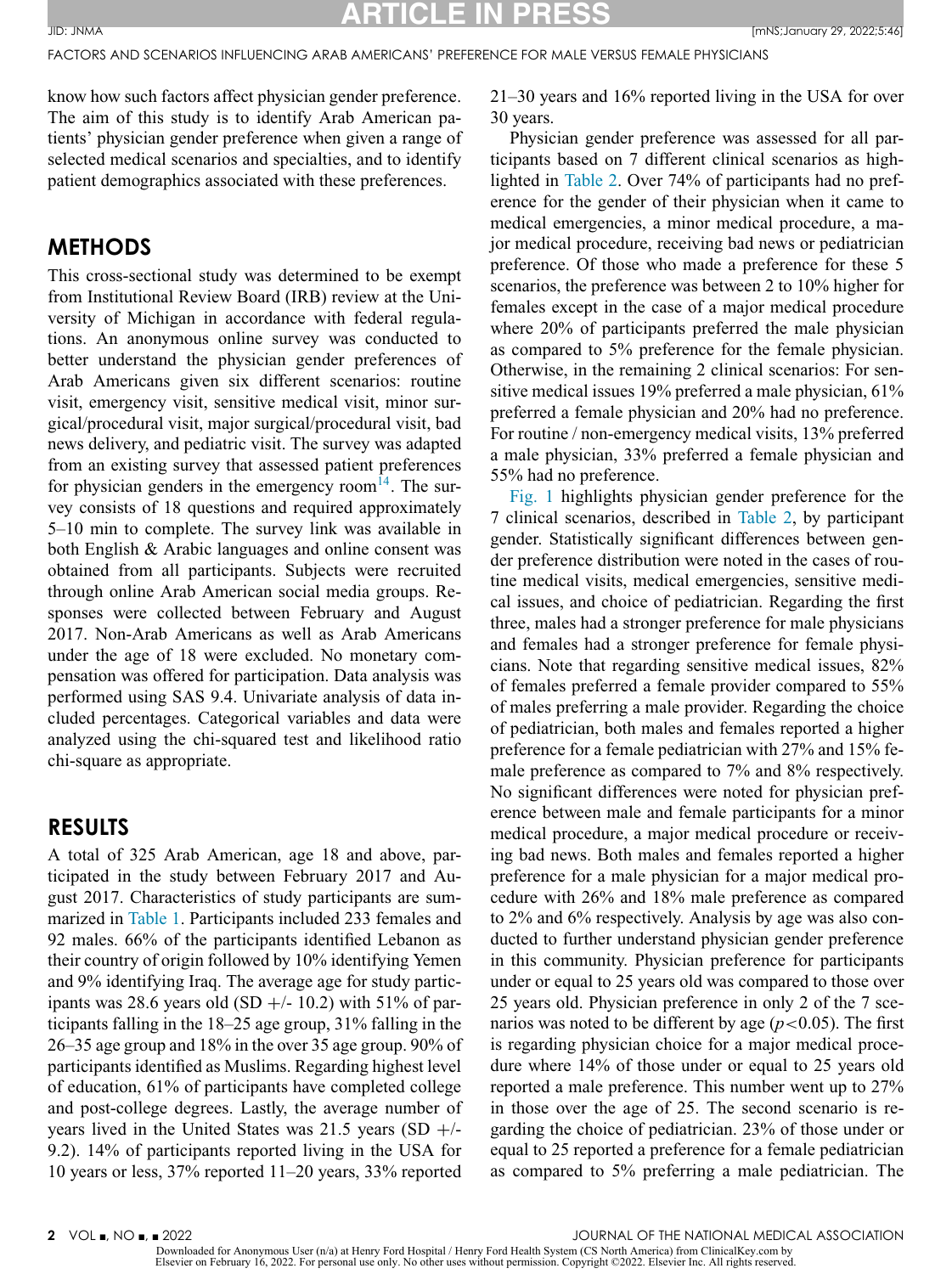know how such factors affect physician gender preference. The aim of this study is to identify Arab American patients' physician gender preference when given a range of selected medical scenarios and specialties, and to identify patient demographics associated with these preferences.

## METHODS

This cross-sectional study was determined to be exempt from Institutional Review Board (IRB) review at the University of Michigan in accordance with federal regulations. An anonymous online survey was conducted to better understand the physician gender preferences of Arab Americans given six different scenarios: routine visit, emergency visit, sensitive medical visit, minor surgical/procedural visit, major surgical/procedural visit, bad news delivery, and pediatric visit. The survey was adapted from an existing survey that assessed patient preferences for physician genders in the emergency room[14]. The survey consists of 18 questions and required approximately 5–10 min to complete. The survey link was available in both English & Arabic languages and online consent was obtained from all participants. Subjects were recruited through online Arab American social media groups. Responses were collected between February and August 2017. Non-Arab Americans as well as Arab Americans under the age of 18 were excluded. No monetary compensation was offered for participation. Data analysis was performed using SAS 9.4. Univariate analysis of data included percentages. Categorical variables and data were analyzed using the chi-squared test and likelihood ratio chi-square as appropriate.

## RESULTS

A total of 325 Arab American, age 18 and above, participated in the study between February 2017 and August 2017. Characteristics of study participants are summarized in Table 1. Participants included 233 females and 92 males. 66% of the participants identified Lebanon as their country of origin followed by 10% identifying Yemen and 9% identifying Iraq. The average age for study participants was 28.6 years old (SD +/- 10.2) with 51% of participants falling in the 18–25 age group, 31% falling in the 26–35 age group and 18% in the over 35 age group. 90% of participants identified as Muslims. Regarding highest level of education, 61% of participants have completed college and post-college degrees. Lastly, the average number of years lived in the United States was 21.5 years (SD +/- 9.2). 14% of participants reported living in the USA for 10 years or less, 37% reported 11–20 years, 33% reported 21–30 years and 16% reported living in the USA for over 30 years.

Physician gender preference was assessed for all participants based on 7 different clinical scenarios as highlighted in Table 2. Over 74% of participants had no preference for the gender of their physician when it came to medical emergencies, a minor medical procedure, a major medical procedure, receiving bad news or pediatrician preference. Of those who made a preference for these 5 scenarios, the preference was between 2 to 10% higher for females except in the case of a major medical procedure where 20% of participants preferred the male physician as compared to 5% preference for the female physician. Otherwise, in the remaining 2 clinical scenarios: For sensitive medical issues 19% preferred a male physician, 61% preferred a female physician and 20% had no preference. For routine / non-emergency medical visits, 13% preferred a male physician, 33% preferred a female physician and 55% had no preference.

Fig. 1 highlights physician gender preference for the 7 clinical scenarios, described in Table 2, by participant gender. Statistically significant differences between gender preference distribution were noted in the cases of routine medical visits, medical emergencies, sensitive medical issues, and choice of pediatrician. Regarding the first three, males had a stronger preference for male physicians and females had a stronger preference for female physicians. Note that regarding sensitive medical issues, 82% of females preferred a female provider compared to 55% of males preferring a male provider. Regarding the choice of pediatrician, both males and females reported a higher preference for a female pediatrician with 27% and 15% female preference as compared to 7% and 8% respectively. No significant differences were noted for physician preference between male and female participants for a minor medical procedure, a major medical procedure or receiving bad news. Both males and females reported a higher preference for a male physician for a major medical procedure with 26% and 18% male preference as compared to 2% and 6% respectively. Analysis by age was also conducted to further understand physician gender preference in this community. Physician preference for participants under or equal to 25 years old was compared to those over 25 years old. Physician preference in only 2 of the 7 scenarios was noted to be different by age ($p<0.05$). The first is regarding physician choice for a major medical procedure where 14% of those under or equal to 25 years old reported a male preference. This number went up to 27% in those over the age of 25. The second scenario is regarding the choice of pediatrician. 23% of those under or equal to 25 reported a preference for a female pediatrician as compared to 5% preferring a male pediatrician. The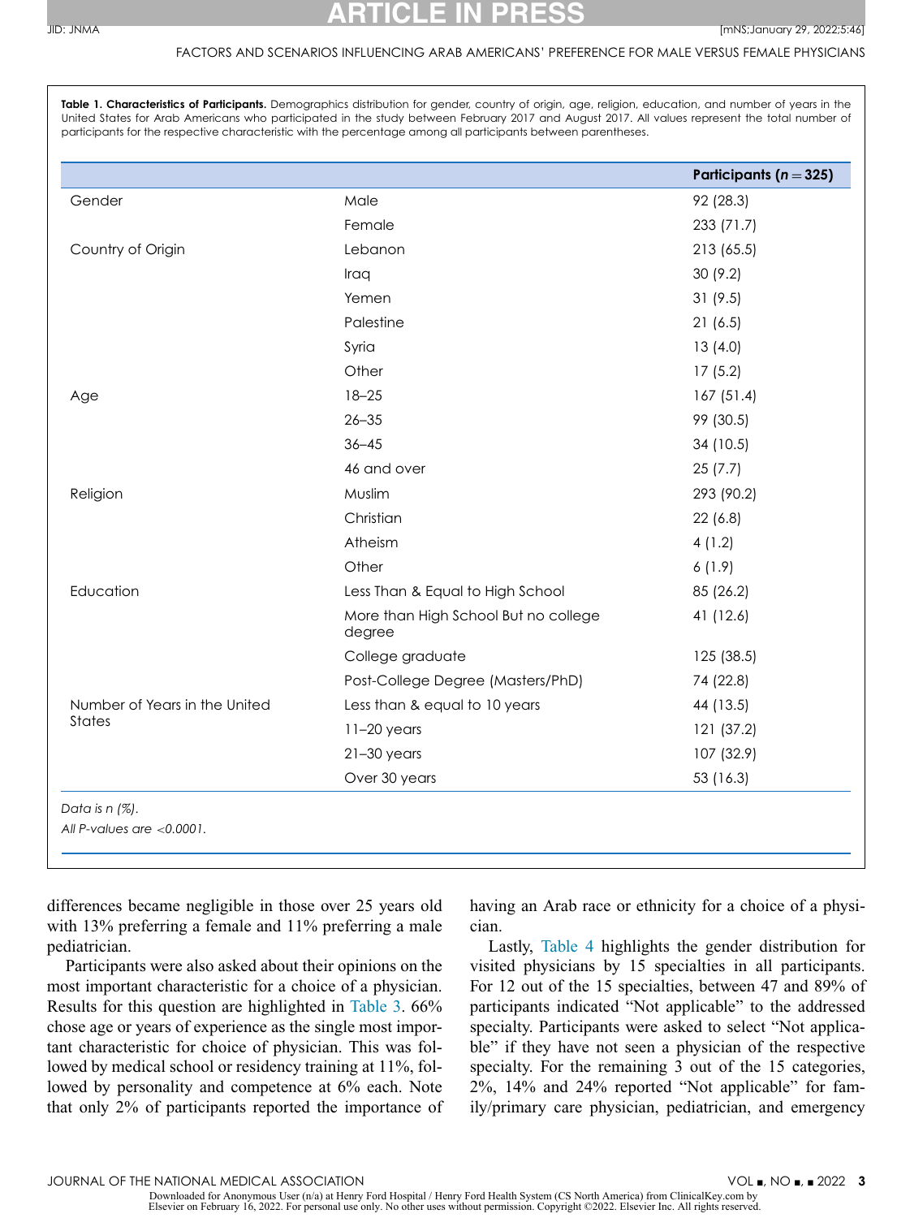**Table 1. Characteristics of Participants.** Demographics distribution for gender, country of origin, age, religion, education, and number of years in the United States for Arab Americans who participated in the study between February 2017 and August 2017. All values represent the total number of participants for the respective characteristic with the percentage among all participants between parentheses.

| | | Participants ($n = 325$) |
|---|---|---|
| Gender | Male | 92 (28.3) |
| | Female | 233 (71.7) |
| Country of Origin | Lebanon | 213 (65.5) |
| | Iraq | 30 (9.2) |
| | Yemen | 31 (9.5) |
| | Palestine | 21 (6.5) |
| | Syria | 13 (4.0) |
| | Other | 17 (5.2) |
| Age | 18–25 | 167 (51.4) |
| | 26–35 | 99 (30.5) |
| | 36–45 | 34 (10.5) |
| | 46 and over | 25 (7.7) |
| Religion | Muslim | 293 (90.2) |
| | Christian | 22 (6.8) |
| | Atheism | 4 (1.2) |
| | Other | 6 (1.9) |
| Education | Less Than & Equal to High School | 85 (26.2) |
| | More than High School But no college degree | 41 (12.6) |
| | College graduate | 125 (38.5) |
| | Post-College Degree (Masters/PhD) | 74 (22.8) |
| Number of Years in the United States | Less than & equal to 10 years | 44 (13.5) |
| | 11–20 years | 121 (37.2) |
| | 21–30 years | 107 (32.9) |
| | Over 30 years | 53 (16.3) |

*Data is n (%).*

*All P-values are <0.0001.*

differences became negligible in those over 25 years old with 13% preferring a female and 11% preferring a male pediatrician.

Participants were also asked about their opinions on the most important characteristic for a choice of a physician. Results for this question are highlighted in Table 3. 66% chose age or years of experience as the single most important characteristic for choice of physician. This was followed by medical school or residency training at 11%, followed by personality and competence at 6% each. Note that only 2% of participants reported the importance of having an Arab race or ethnicity for a choice of a physician.

Lastly, Table 4 highlights the gender distribution for visited physicians by 15 specialties in all participants. For 12 out of the 15 specialties, between 47 and 89% of participants indicated "Not applicable" to the addressed specialty. Participants were asked to select "Not applicable" if they have not seen a physician of the respective specialty. For the remaining 3 out of the 15 categories, 2%, 14% and 24% reported "Not applicable" for family/primary care physician, pediatrician, and emergency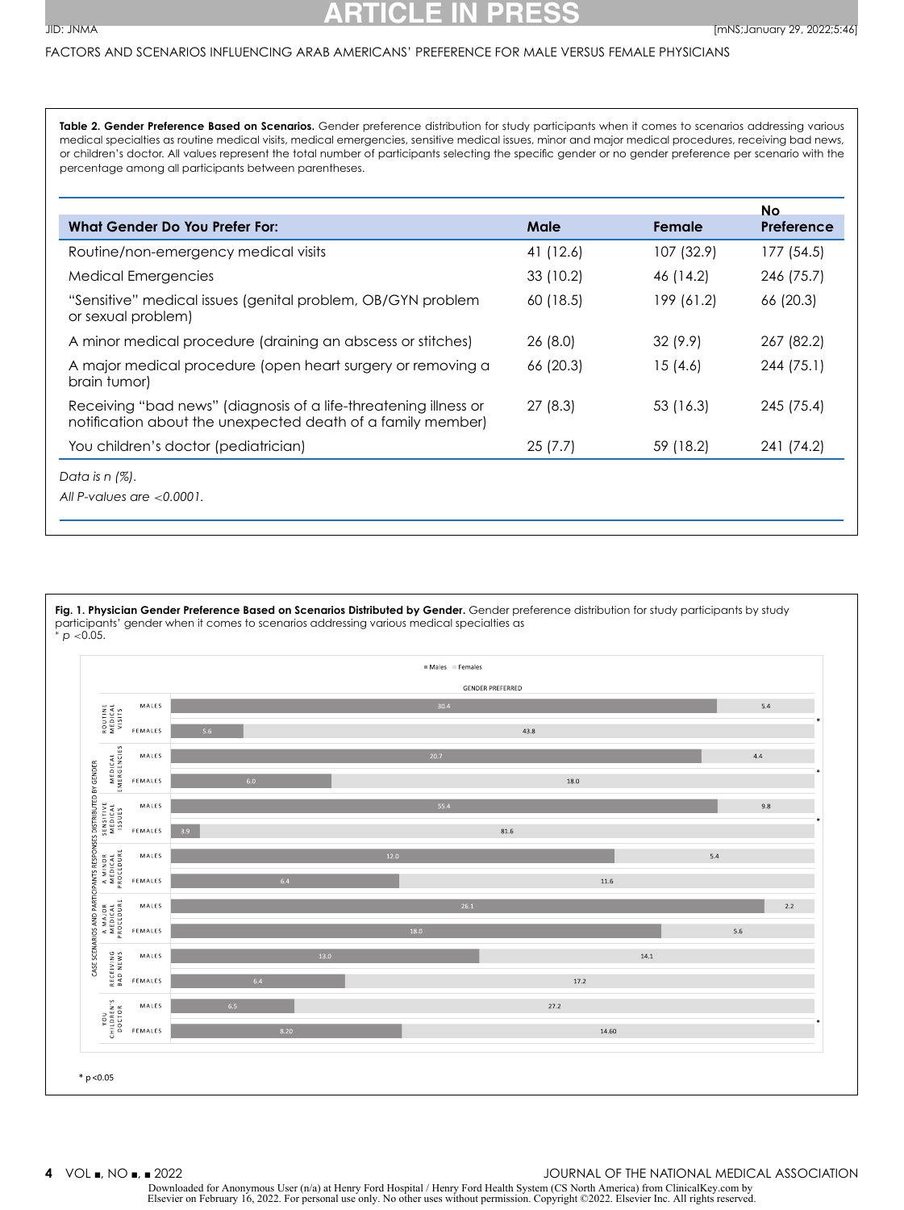**Table 2. Gender Preference Based on Scenarios.** Gender preference distribution for study participants when it comes to scenarios addressing various medical specialties as routine medical visits, medical emergencies, sensitive medical issues, minor and major medical procedures, receiving bad news, or children's doctor. All values represent the total number of participants selecting the specific gender or no gender preference per scenario with the percentage among all participants between parentheses.

| What Gender Do You Prefer For: | Male | Female | No Preference |
|---|---|---|---|
| Routine/non-emergency medical visits | 41 (12.6) | 107 (32.9) | 177 (54.5) |
| Medical Emergencies | 33 (10.2) | 46 (14.2) | 246 (75.7) |
| "Sensitive" medical issues (genital problem, OB/GYN problem or sexual problem) | 60 (18.5) | 199 (61.2) | 66 (20.3) |
| A minor medical procedure (draining an abscess or stitches) | 26 (8.0) | 32 (9.9) | 267 (82.2) |
| A major medical procedure (open heart surgery or removing a brain tumor) | 66 (20.3) | 15 (4.6) | 244 (75.1) |
| Receiving "bad news" (diagnosis of a life-threatening illness or notification about the unexpected death of a family member) | 27 (8.3) | 53 (16.3) | 245 (75.4) |
| You children's doctor (pediatrician) | 25 (7.7) | 59 (18.2) | 241 (74.2) |

*Data is n (%).*

*All P-values are <0.0001.*

**Fig. 1. Physician Gender Preference Based on Scenarios Distributed by Gender.** Gender preference distribution for study participants by study participants' gender when it comes to scenarios addressing various medical specialties as
* $p < 0.05$.

| Case scenario | Participants | Males (Gender preferred) | Females (Gender preferred) | |
|---|---|---|---|---|
| Routine medical visits | Males | 30.4 | 5.4 | * |
| | Females | 5.6 | 43.8 | |
| Medical emergencies | Males | 20.7 | 4.4 | * |
| | Females | 6.0 | 18.0 | |
| Sensitive medical issues | Males | 55.4 | 9.8 | * |
| | Females | 3.9 | 81.6 | |
| A minor medical procedure | Males | 12.0 | 5.4 | |
| | Females | 6.4 | 11.6 | |
| A major medical procedure | Males | 26.1 | 2.2 | |
| | Females | 18.0 | 5.6 | |
| Receiving bad news | Males | 13.0 | 14.1 | |
| | Females | 6.4 | 17.2 | |
| You children's doctor | Males | 6.5 | 27.2 | * |
| | Females | 8.20 | 14.60 | |

* p<0.05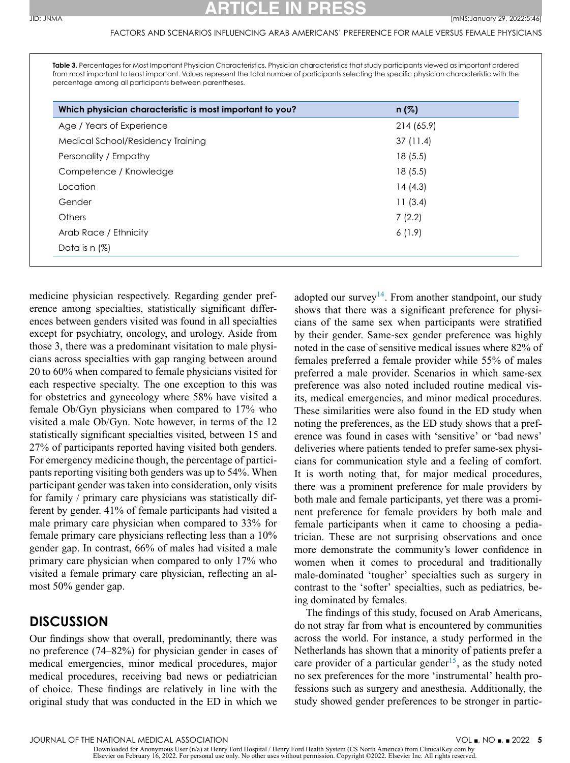**Table 3.** Percentages for Most Important Physician Characteristics. Physician characteristics that study participants viewed as important ordered from most important to least important. Values represent the total number of participants selecting the specific physician characteristic with the percentage among all participants between parentheses.

| Which physician characteristic is most important to you? | n (%) |
|---|---|
| Age / Years of Experience | 214 (65.9) |
| Medical School/Residency Training | 37 (11.4) |
| Personality / Empathy | 18 (5.5) |
| Competence / Knowledge | 18 (5.5) |
| Location | 14 (4.3) |
| Gender | 11 (3.4) |
| Others | 7 (2.2) |
| Arab Race / Ethnicity | 6 (1.9) |
| Data is n (%) | |

medicine physician respectively. Regarding gender preference among specialties, statistically significant differences between genders visited was found in all specialties except for psychiatry, oncology, and urology. Aside from those 3, there was a predominant visitation to male physicians across specialties with gap ranging between around 20 to 60% when compared to female physicians visited for each respective specialty. The one exception to this was for obstetrics and gynecology where 58% have visited a female Ob/Gyn physicians when compared to 17% who visited a male Ob/Gyn. Note however, in terms of the 12 statistically significant specialties visited, between 15 and 27% of participants reported having visited both genders. For emergency medicine though, the percentage of participants reporting visiting both genders was up to 54%. When participant gender was taken into consideration, only visits for family / primary care physicians was statistically different by gender. 41% of female participants had visited a male primary care physician when compared to 33% for female primary care physicians reflecting less than a 10% gender gap. In contrast, 66% of males had visited a male primary care physician when compared to only 17% who visited a female primary care physician, reflecting an almost 50% gender gap.

## DISCUSSION

Our findings show that overall, predominantly, there was no preference (74–82%) for physician gender in cases of medical emergencies, minor medical procedures, major medical procedures, receiving bad news or pediatrician of choice. These findings are relatively in line with the original study that was conducted in the ED in which we adopted our survey[14]. From another standpoint, our study shows that there was a significant preference for physicians of the same sex when participants were stratified by their gender. Same-sex gender preference was highly noted in the case of sensitive medical issues where 82% of females preferred a female provider while 55% of males preferred a male provider. Scenarios in which same-sex preference was also noted included routine medical visits, medical emergencies, and minor medical procedures. These similarities were also found in the ED study when noting the preferences, as the ED study shows that a preference was found in cases with 'sensitive' or 'bad news' deliveries where patients tended to prefer same-sex physicians for communication style and a feeling of comfort. It is worth noting that, for major medical procedures, there was a prominent preference for male providers by both male and female participants, yet there was a prominent preference for female providers by both male and female participants when it came to choosing a pediatrician. These are not surprising observations and once more demonstrate the community's lower confidence in women when it comes to procedural and traditionally male-dominated 'tougher' specialties such as surgery in contrast to the 'softer' specialties, such as pediatrics, being dominated by females.

The findings of this study, focused on Arab Americans, do not stray far from what is encountered by communities across the world. For instance, a study performed in the Netherlands has shown that a minority of patients prefer a care provider of a particular gender[15], as the study noted no sex preferences for the more 'instrumental' health professions such as surgery and anesthesia. Additionally, the study showed gender preferences to be stronger in partic-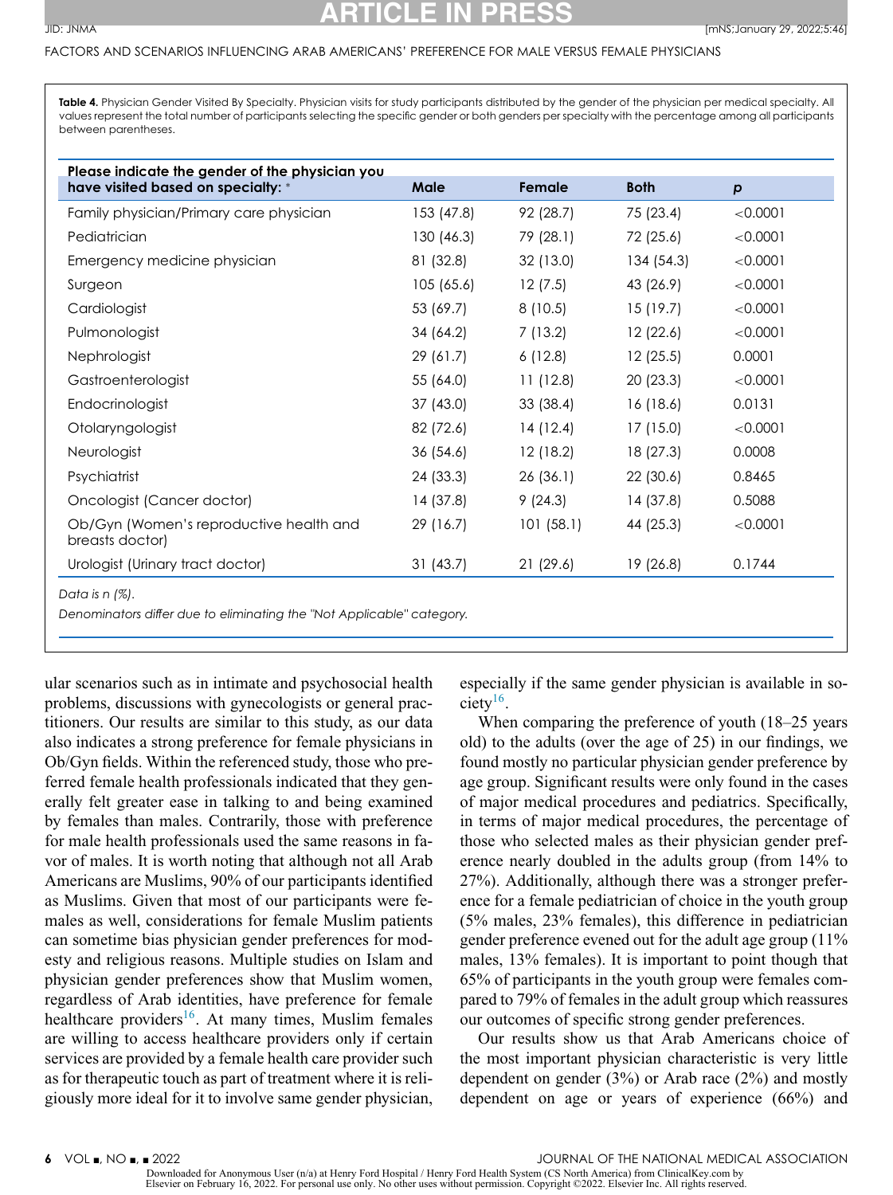**Table 4.** Physician Gender Visited By Specialty. Physician visits for study participants distributed by the gender of the physician per medical specialty. All values represent the total number of participants selecting the specific gender or both genders per specialty with the percentage among all participants between parentheses.

| Please indicate the gender of the physician you have visited based on specialty: * | Male | Female | Both | p |
|---|---|---|---|---|
| Family physician/Primary care physician | 153 (47.8) | 92 (28.7) | 75 (23.4) | <0.0001 |
| Pediatrician | 130 (46.3) | 79 (28.1) | 72 (25.6) | <0.0001 |
| Emergency medicine physician | 81 (32.8) | 32 (13.0) | 134 (54.3) | <0.0001 |
| Surgeon | 105 (65.6) | 12 (7.5) | 43 (26.9) | <0.0001 |
| Cardiologist | 53 (69.7) | 8 (10.5) | 15 (19.7) | <0.0001 |
| Pulmonologist | 34 (64.2) | 7 (13.2) | 12 (22.6) | <0.0001 |
| Nephrologist | 29 (61.7) | 6 (12.8) | 12 (25.5) | 0.0001 |
| Gastroenterologist | 55 (64.0) | 11 (12.8) | 20 (23.3) | <0.0001 |
| Endocrinologist | 37 (43.0) | 33 (38.4) | 16 (18.6) | 0.0131 |
| Otolaryngologist | 82 (72.6) | 14 (12.4) | 17 (15.0) | <0.0001 |
| Neurologist | 36 (54.6) | 12 (18.2) | 18 (27.3) | 0.0008 |
| Psychiatrist | 24 (33.3) | 26 (36.1) | 22 (30.6) | 0.8465 |
| Oncologist (Cancer doctor) | 14 (37.8) | 9 (24.3) | 14 (37.8) | 0.5088 |
| Ob/Gyn (Women's reproductive health and breasts doctor) | 29 (16.7) | 101 (58.1) | 44 (25.3) | <0.0001 |
| Urologist (Urinary tract doctor) | 31 (43.7) | 21 (29.6) | 19 (26.8) | 0.1744 |

*Data is n (%).*

*Denominators differ due to eliminating the "Not Applicable" category.*

ular scenarios such as in intimate and psychosocial health problems, discussions with gynecologists or general practitioners. Our results are similar to this study, as our data also indicates a strong preference for female physicians in Ob/Gyn fields. Within the referenced study, those who preferred female health professionals indicated that they generally felt greater ease in talking to and being examined by females than males. Contrarily, those with preference for male health professionals used the same reasons in favor of males. It is worth noting that although not all Arab Americans are Muslims, 90% of our participants identified as Muslims. Given that most of our participants were females as well, considerations for female Muslim patients can sometime bias physician gender preferences for modesty and religious reasons. Multiple studies on Islam and physician gender preferences show that Muslim women, regardless of Arab identities, have preference for female healthcare providers[16]. At many times, Muslim females are willing to access healthcare providers only if certain services are provided by a female health care provider such as for therapeutic touch as part of treatment where it is religiously more ideal for it to involve same gender physician, especially if the same gender physician is available in society[16].

When comparing the preference of youth (18–25 years old) to the adults (over the age of 25) in our findings, we found mostly no particular physician gender preference by age group. Significant results were only found in the cases of major medical procedures and pediatrics. Specifically, in terms of major medical procedures, the percentage of those who selected males as their physician gender preference nearly doubled in the adults group (from 14% to 27%). Additionally, although there was a stronger preference for a female pediatrician of choice in the youth group (5% males, 23% females), this difference in pediatrician gender preference evened out for the adult age group (11% males, 13% females). It is important to point though that 65% of participants in the youth group were females compared to 79% of females in the adult group which reassures our outcomes of specific strong gender preferences.

Our results show us that Arab Americans choice of the most important physician characteristic is very little dependent on gender (3%) or Arab race (2%) and mostly dependent on age or years of experience (66%) and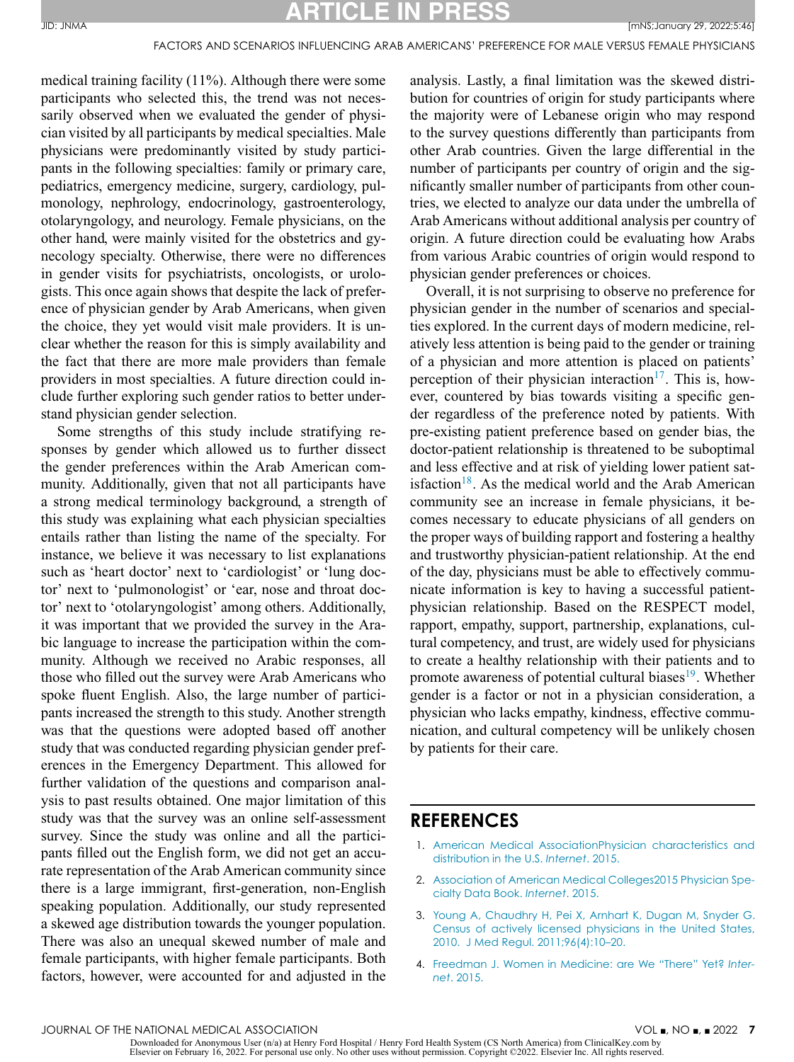medical training facility (11%). Although there were some participants who selected this, the trend was not necessarily observed when we evaluated the gender of physician visited by all participants by medical specialties. Male physicians were predominantly visited by study participants in the following specialties: family or primary care, pediatrics, emergency medicine, surgery, cardiology, pulmonology, nephrology, endocrinology, gastroenterology, otolaryngology, and neurology. Female physicians, on the other hand, were mainly visited for the obstetrics and gynecology specialty. Otherwise, there were no differences in gender visits for psychiatrists, oncologists, or urologists. This once again shows that despite the lack of preference of physician gender by Arab Americans, when given the choice, they yet would visit male providers. It is unclear whether the reason for this is simply availability and the fact that there are more male providers than female providers in most specialties. A future direction could include further exploring such gender ratios to better understand physician gender selection.

Some strengths of this study include stratifying responses by gender which allowed us to further dissect the gender preferences within the Arab American community. Additionally, given that not all participants have a strong medical terminology background, a strength of this study was explaining what each physician specialties entails rather than listing the name of the specialty. For instance, we believe it was necessary to list explanations such as 'heart doctor' next to 'cardiologist' or 'lung doctor' next to 'pulmonologist' or 'ear, nose and throat doctor' next to 'otolaryngologist' among others. Additionally, it was important that we provided the survey in the Arabic language to increase the participation within the community. Although we received no Arabic responses, all those who filled out the survey were Arab Americans who spoke fluent English. Also, the large number of participants increased the strength to this study. Another strength was that the questions were adopted based off another study that was conducted regarding physician gender preferences in the Emergency Department. This allowed for further validation of the questions and comparison analysis to past results obtained. One major limitation of this study was that the survey was an online self-assessment survey. Since the study was online and all the participants filled out the English form, we did not get an accurate representation of the Arab American community since there is a large immigrant, first-generation, non-English speaking population. Additionally, our study represented a skewed age distribution towards the younger population. There was also an unequal skewed number of male and female participants, with higher female participants. Both factors, however, were accounted for and adjusted in the analysis. Lastly, a final limitation was the skewed distribution for countries of origin for study participants where the majority were of Lebanese origin who may respond to the survey questions differently than participants from other Arab countries. Given the large differential in the number of participants per country of origin and the significantly smaller number of participants from other countries, we elected to analyze our data under the umbrella of Arab Americans without additional analysis per country of origin. A future direction could be evaluating how Arabs from various Arabic countries of origin would respond to physician gender preferences or choices.

Overall, it is not surprising to observe no preference for physician gender in the number of scenarios and specialties explored. In the current days of modern medicine, relatively less attention is being paid to the gender or training of a physician and more attention is placed on patients' perception of their physician interaction[17]. This is, however, countered by bias towards visiting a specific gender regardless of the preference noted by patients. With pre-existing patient preference based on gender bias, the doctor-patient relationship is threatened to be suboptimal and less effective and at risk of yielding lower patient satisfaction[18]. As the medical world and the Arab American community see an increase in female physicians, it becomes necessary to educate physicians of all genders on the proper ways of building rapport and fostering a healthy and trustworthy physician-patient relationship. At the end of the day, physicians must be able to effectively communicate information is key to having a successful patient-physician relationship. Based on the RESPECT model, rapport, empathy, support, partnership, explanations, cultural competency, and trust, are widely used for physicians to create a healthy relationship with their patients and to promote awareness of potential cultural biases[19]. Whether gender is a factor or not in a physician consideration, a physician who lacks empathy, kindness, effective communication, and cultural competency will be unlikely chosen by patients for their care.

## REFERENCES

1. American Medical AssociationPhysician characteristics and distribution in the U.S. *Internet*. 2015.
2. Association of American Medical Colleges2015 Physician Specialty Data Book. *Internet*. 2015.
3. Young A, Chaudhry H, Pei X, Arnhart K, Dugan M, Snyder G. Census of actively licensed physicians in the United States, 2010. J Med Regul. 2011;96(4):10–20.
4. Freedman J. Women in Medicine: are We "There" Yet? *Internet*. 2015.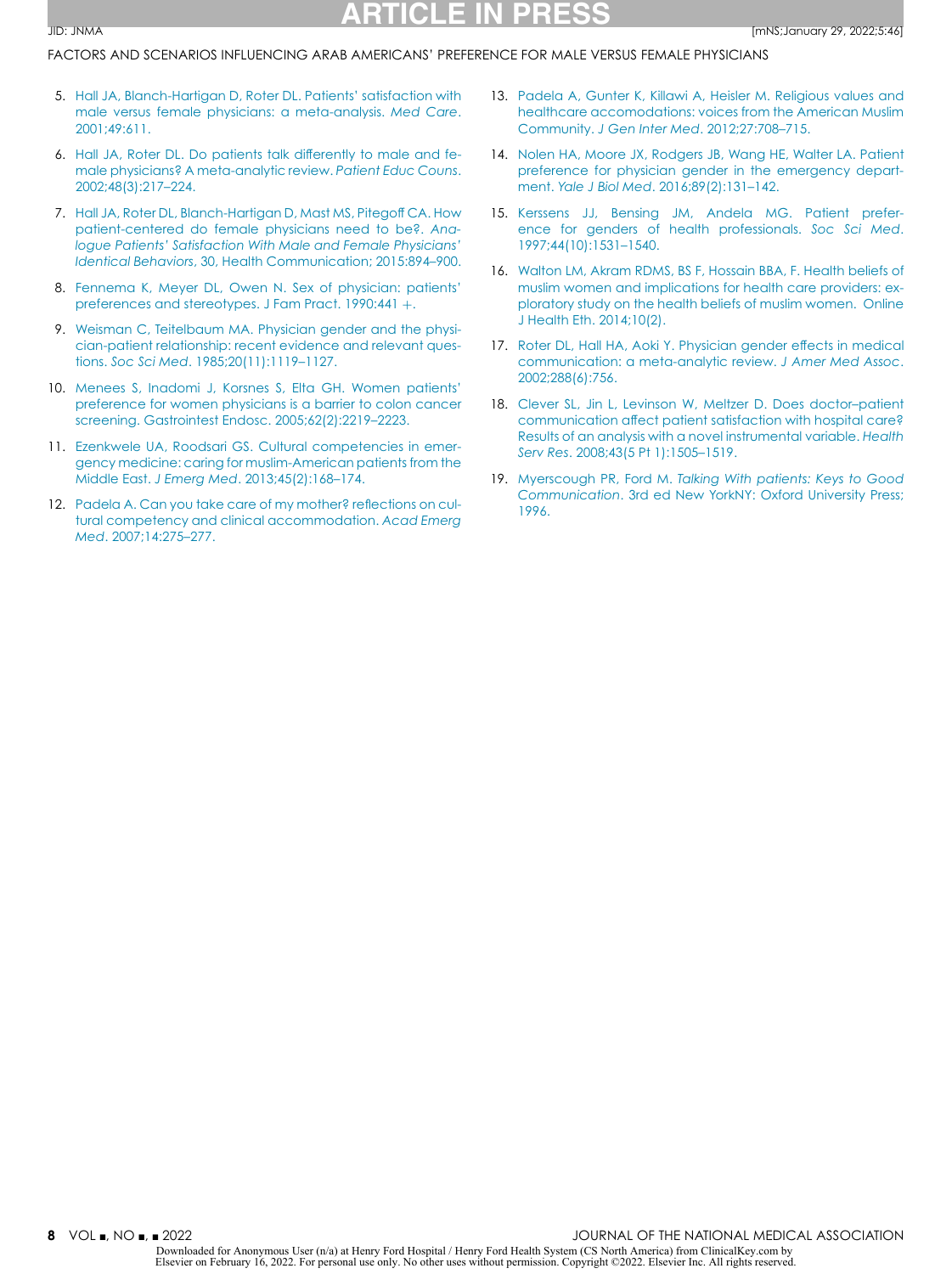5. Hall JA, Blanch-Hartigan D, Roter DL. Patients' satisfaction with male versus female physicians: a meta-analysis. *Med Care*. 2001;49:611.
6. Hall JA, Roter DL. Do patients talk differently to male and female physicians? A meta-analytic review. *Patient Educ Couns*. 2002;48(3):217–224.
7. Hall JA, Roter DL, Blanch-Hartigan D, Mast MS, Pitegoff CA. How patient-centered do female physicians need to be?. *Analogue Patients' Satisfaction With Male and Female Physicians' Identical Behaviors*, 30, Health Communication; 2015:894–900.
8. Fennema K, Meyer DL, Owen N. Sex of physician: patients' preferences and stereotypes. J Fam Pract. 1990:441 +.
9. Weisman C, Teitelbaum MA. Physician gender and the physician-patient relationship: recent evidence and relevant questions. *Soc Sci Med*. 1985;20(11):1119–1127.
10. Menees S, Inadomi J, Korsnes S, Elta GH. Women patients' preference for women physicians is a barrier to colon cancer screening. Gastrointest Endosc. 2005;62(2):2219–2223.
11. Ezenkwele UA, Roodsari GS. Cultural competencies in emergency medicine: caring for muslim-American patients from the Middle East. *J Emerg Med*. 2013;45(2):168–174.
12. Padela A. Can you take care of my mother? reflections on cultural competency and clinical accommodation. *Acad Emerg Med*. 2007;14:275–277.
13. Padela A, Gunter K, Killawi A, Heisler M. Religious values and healthcare accomodations: voices from the American Muslim Community. *J Gen Inter Med*. 2012;27:708–715.
14. Nolen HA, Moore JX, Rodgers JB, Wang HE, Walter LA. Patient preference for physician gender in the emergency department. *Yale J Biol Med*. 2016;89(2):131–142.
15. Kerssens JJ, Bensing JM, Andela MG. Patient preference for genders of health professionals. *Soc Sci Med*. 1997;44(10):1531–1540.
16. Walton LM, Akram RDMS, BS F, Hossain BBA, F. Health beliefs of muslim women and implications for health care providers: exploratory study on the health beliefs of muslim women. Online J Health Eth. 2014;10(2).
17. Roter DL, Hall HA, Aoki Y. Physician gender effects in medical communication: a meta-analytic review. *J Amer Med Assoc*. 2002;288(6):756.
18. Clever SL, Jin L, Levinson W, Meltzer D. Does doctor–patient communication affect patient satisfaction with hospital care? Results of an analysis with a novel instrumental variable. *Health Serv Res*. 2008;43(5 Pt 1):1505–1519.
19. Myerscough PR, Ford M. *Talking With patients: Keys to Good Communication*. 3rd ed New YorkNY: Oxford University Press; 1996.